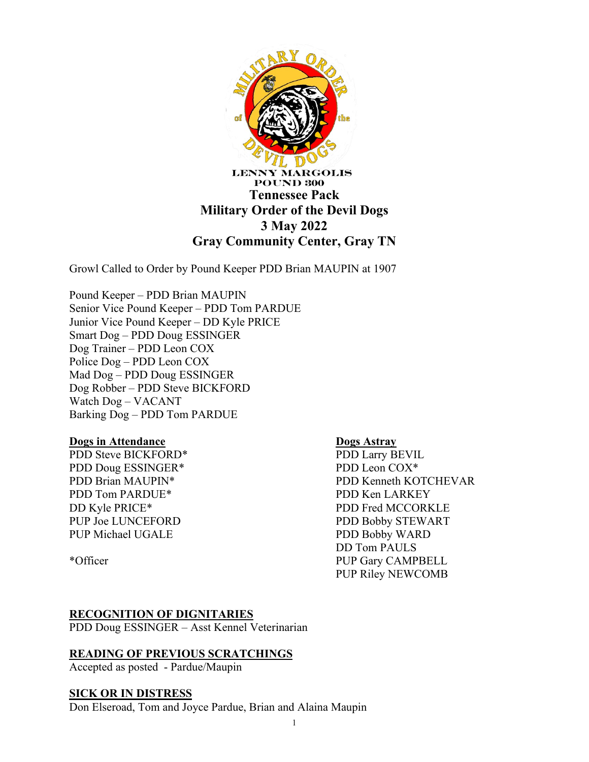LENNY MARGOLIS
POUND 300

# Tennessee Pack
# Military Order of the Devil Dogs
# 3 May 2022
# Gray Community Center, Gray TN

Growl Called to Order by Pound Keeper PDD Brian MAUPIN at 1907

Pound Keeper – PDD Brian MAUPIN
Senior Vice Pound Keeper – PDD Tom PARDUE
Junior Vice Pound Keeper – DD Kyle PRICE
Smart Dog – PDD Doug ESSINGER
Dog Trainer – PDD Leon COX
Police Dog – PDD Leon COX
Mad Dog – PDD Doug ESSINGER
Dog Robber – PDD Steve BICKFORD
Watch Dog – VACANT
Barking Dog – PDD Tom PARDUE

**Dogs in Attendance**
PDD Steve BICKFORD*
PDD Doug ESSINGER*
PDD Brian MAUPIN*
PDD Tom PARDUE*
DD Kyle PRICE*
PUP Joe LUNCEFORD
PUP Michael UGALE

*Officer

**Dogs Astray**
PDD Larry BEVIL
PDD Leon COX*
PDD Kenneth KOTCHEVAR
PDD Ken LARKEY
PDD Fred MCCORKLE
PDD Bobby STEWART
PDD Bobby WARD
DD Tom PAULS
PUP Gary CAMPBELL
PUP Riley NEWCOMB

**RECOGNITION OF DIGNITARIES**
PDD Doug ESSINGER – Asst Kennel Veterinarian

**READING OF PREVIOUS SCRATCHINGS**
Accepted as posted - Pardue/Maupin

**SICK OR IN DISTRESS**
Don Elseroad, Tom and Joyce Pardue, Brian and Alaina Maupin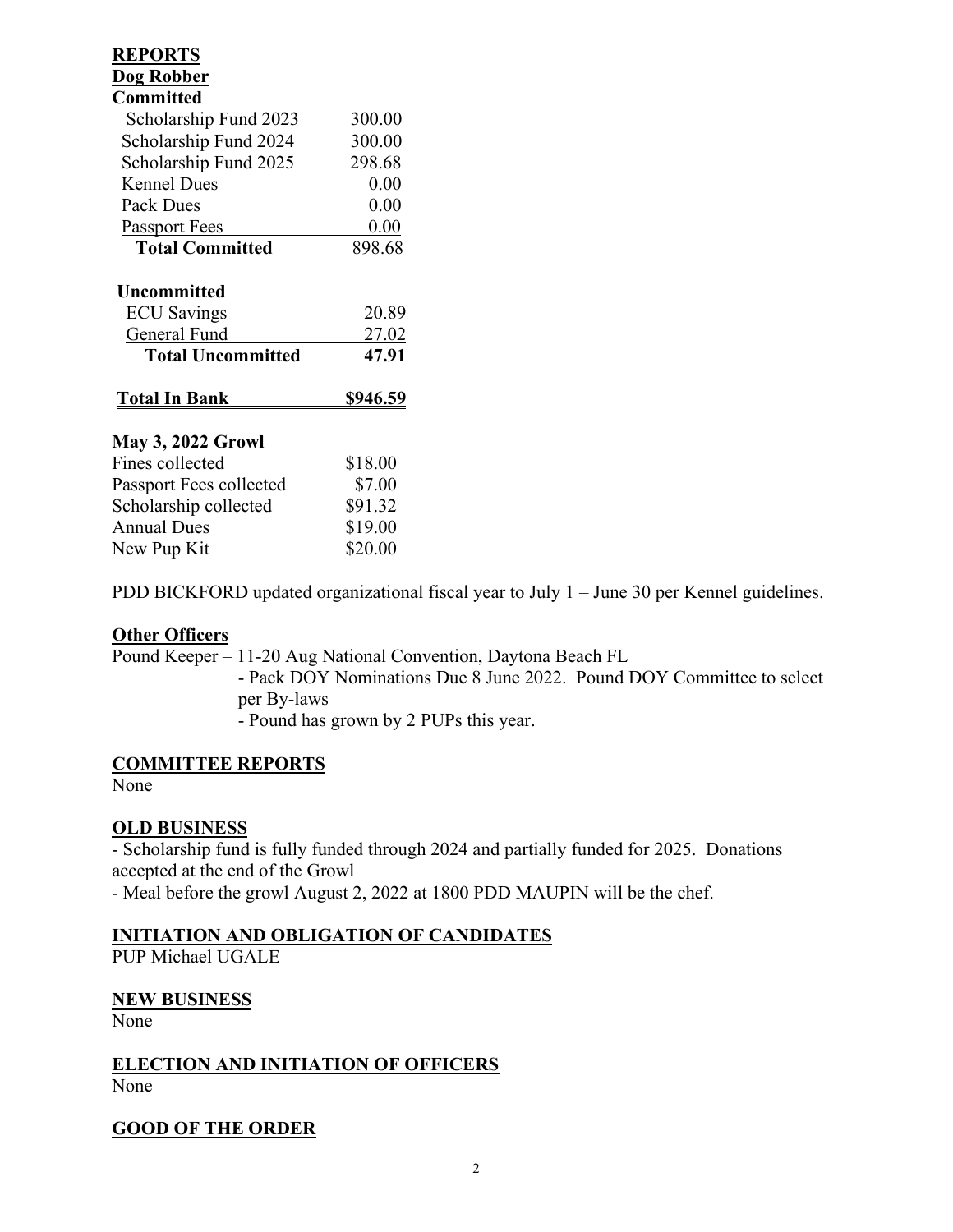## REPORTS

### Dog Robber

**Committed**

| | |
|---|---|
| Scholarship Fund 2023 | 300.00 |
| Scholarship Fund 2024 | 300.00 |
| Scholarship Fund 2025 | 298.68 |
| Kennel Dues | 0.00 |
| Pack Dues | 0.00 |
| Passport Fees | 0.00 |
| **Total Committed** | 898.68 |

**Uncommitted**

| | |
|---|---|
| ECU Savings | 20.89 |
| General Fund | 27.02 |
| **Total Uncommitted** | **47.91** |
| **Total In Bank** | **\$946.59** |

**May 3, 2022 Growl**

| | |
|---|---|
| Fines collected | \$18.00 |
| Passport Fees collected | \$7.00 |
| Scholarship collected | \$91.32 |
| Annual Dues | \$19.00 |
| New Pup Kit | \$20.00 |

PDD BICKFORD updated organizational fiscal year to July 1 – June 30 per Kennel guidelines.

### Other Officers

Pound Keeper – 11-20 Aug National Convention, Daytona Beach FL
- Pack DOY Nominations Due 8 June 2022. Pound DOY Committee to select per By-laws
- Pound has grown by 2 PUPs this year.

## COMMITTEE REPORTS

None

## OLD BUSINESS

- Scholarship fund is fully funded through 2024 and partially funded for 2025. Donations accepted at the end of the Growl
- Meal before the growl August 2, 2022 at 1800 PDD MAUPIN will be the chef.

## INITIATION AND OBLIGATION OF CANDIDATES

PUP Michael UGALE

## NEW BUSINESS

None

## ELECTION AND INITIATION OF OFFICERS

None

## GOOD OF THE ORDER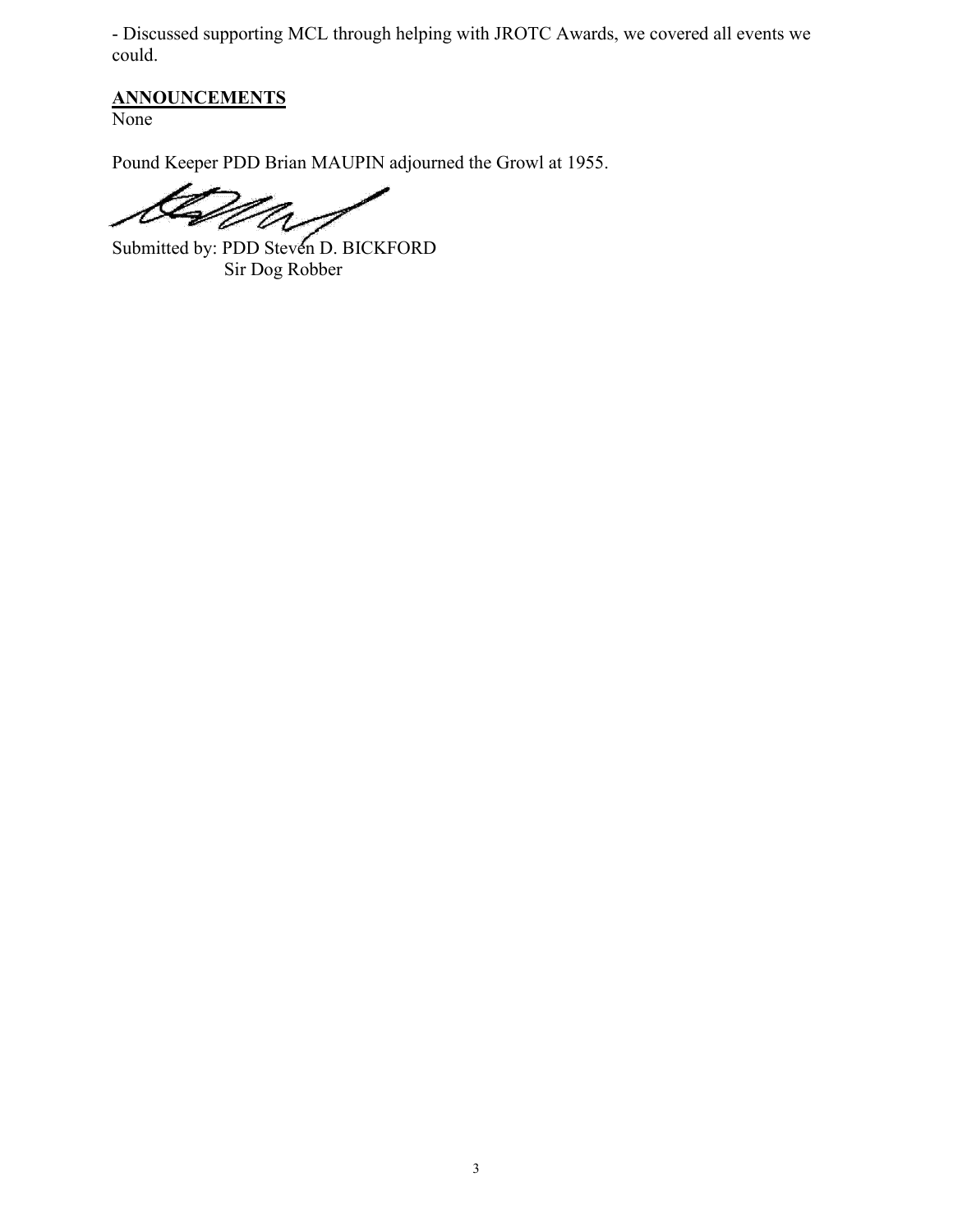- Discussed supporting MCL through helping with JROTC Awards, we covered all events we could.

**ANNOUNCEMENTS**

None

Pound Keeper PDD Brian MAUPIN adjourned the Growl at 1955.

Submitted by: PDD Steven D. BICKFORD
Sir Dog Robber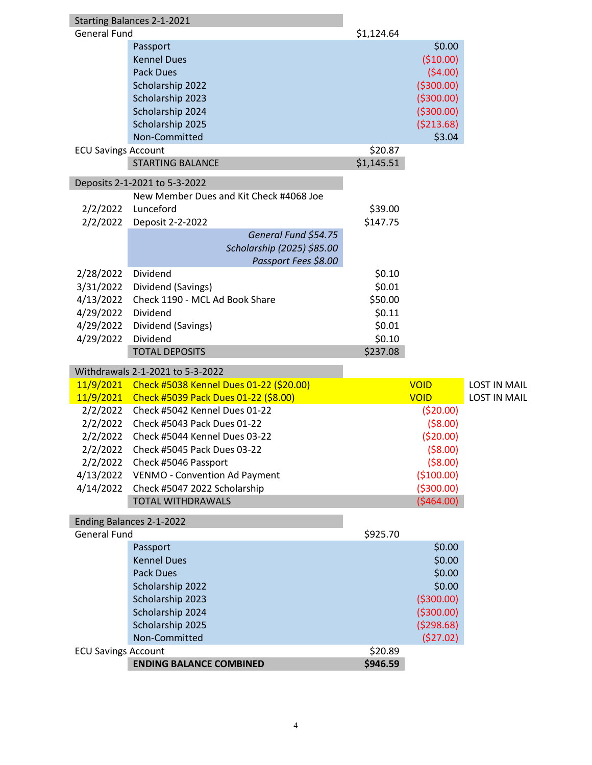| | | | | |
|---|---|---|---|---|
| **Starting Balances 2-1-2021** | | | | |
| General Fund | | $1,124.64 | | |
| | Passport | | $0.00 | |
| | Kennel Dues | | ($10.00) | |
| | Pack Dues | | ($4.00) | |
| | Scholarship 2022 | | ($300.00) | |
| | Scholarship 2023 | | ($300.00) | |
| | Scholarship 2024 | | ($300.00) | |
| | Scholarship 2025 | | ($213.68) | |
| | Non-Committed | | $3.04 | |
| ECU Savings Account | | $20.87 | | |
| | STARTING BALANCE | $1,145.51 | | |
| **Deposits 2-1-2021 to 5-3-2022** | | | | |
| 2/2/2022 | New Member Dues and Kit Check #4068 Joe Lunceford | $39.00 | | |
| 2/2/2022 | Deposit 2-2-2022 | $147.75 | | |
| | *General Fund $54.75* | | | |
| | *Scholarship (2025) $85.00* | | | |
| | *Passport Fees $8.00* | | | |
| 2/28/2022 | Dividend | $0.10 | | |
| 3/31/2022 | Dividend (Savings) | $0.01 | | |
| 4/13/2022 | Check 1190 - MCL Ad Book Share | $50.00 | | |
| 4/29/2022 | Dividend | $0.11 | | |
| 4/29/2022 | Dividend (Savings) | $0.01 | | |
| 4/29/2022 | Dividend | $0.10 | | |
| | TOTAL DEPOSITS | $237.08 | | |
| **Withdrawals 2-1-2021 to 5-3-2022** | | | | |
| 11/9/2021 | Check #5038 Kennel Dues 01-22 ($20.00) | | VOID | LOST IN MAIL |
| 11/9/2021 | Check #5039 Pack Dues 01-22 ($8.00) | | VOID | LOST IN MAIL |
| 2/2/2022 | Check #5042 Kennel Dues 01-22 | | ($20.00) | |
| 2/2/2022 | Check #5043 Pack Dues 01-22 | | ($8.00) | |
| 2/2/2022 | Check #5044 Kennel Dues 03-22 | | ($20.00) | |
| 2/2/2022 | Check #5045 Pack Dues 03-22 | | ($8.00) | |
| 2/2/2022 | Check #5046 Passport | | ($8.00) | |
| 4/13/2022 | VENMO - Convention Ad Payment | | ($100.00) | |
| 4/14/2022 | Check #5047 2022 Scholarship | | ($300.00) | |
| | TOTAL WITHDRAWALS | | ($464.00) | |
| **Ending Balances 2-1-2022** | | | | |
| General Fund | | $925.70 | | |
| | Passport | | $0.00 | |
| | Kennel Dues | | $0.00 | |
| | Pack Dues | | $0.00 | |
| | Scholarship 2022 | | $0.00 | |
| | Scholarship 2023 | | ($300.00) | |
| | Scholarship 2024 | | ($300.00) | |
| | Scholarship 2025 | | ($298.68) | |
| | Non-Committed | | ($27.02) | |
| ECU Savings Account | | $20.89 | | |
| | **ENDING BALANCE COMBINED** | **$946.59** | | |